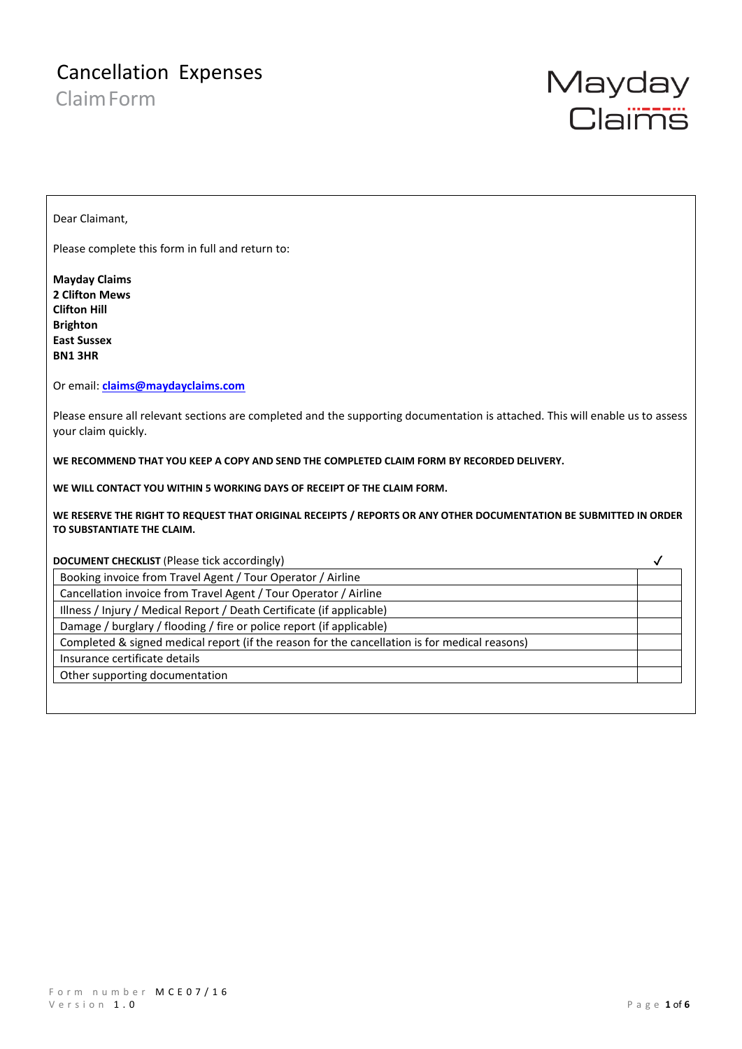# Cancellation Expenses

## Claim Form

Mayday Claims

Dear Claimant,

Please complete this form in full and return to:

**Mayday Claims**
**2 Clifton Mews**
**Clifton Hill**
**Brighton**
**East Sussex**
**BN1 3HR**

Or email: **claims@maydayclaims.com**

Please ensure all relevant sections are completed and the supporting documentation is attached. This will enable us to assess your claim quickly.

**WE RECOMMEND THAT YOU KEEP A COPY AND SEND THE COMPLETED CLAIM FORM BY RECORDED DELIVERY.**

**WE WILL CONTACT YOU WITHIN 5 WORKING DAYS OF RECEIPT OF THE CLAIM FORM.**

**WE RESERVE THE RIGHT TO REQUEST THAT ORIGINAL RECEIPTS / REPORTS OR ANY OTHER DOCUMENTATION BE SUBMITTED IN ORDER TO SUBSTANTIATE THE CLAIM.**

| **DOCUMENT CHECKLIST** (Please tick accordingly) | ✓ |
|---|---|
| Booking invoice from Travel Agent / Tour Operator / Airline | |
| Cancellation invoice from Travel Agent / Tour Operator / Airline | |
| Illness / Injury / Medical Report / Death Certificate (if applicable) | |
| Damage / burglary / flooding / fire or police report (if applicable) | |
| Completed & signed medical report (if the reason for the cancellation is for medical reasons) | |
| Insurance certificate details | |
| Other supporting documentation | |

Form number MCE07/16
Version 1.0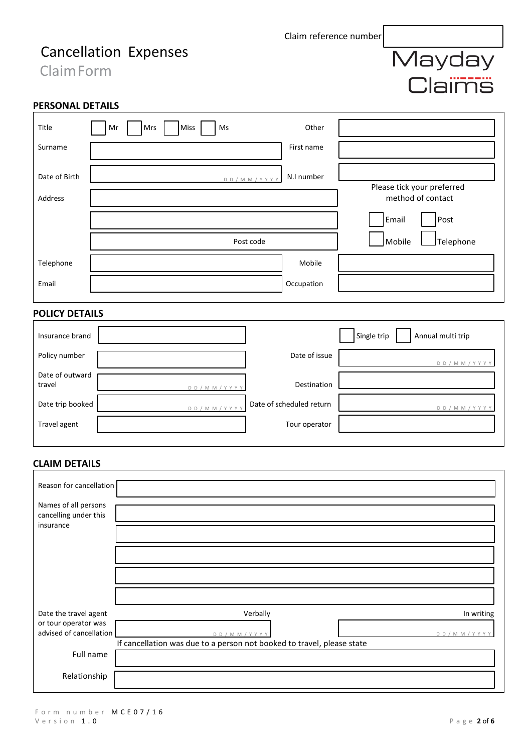Claim reference number

# Cancellation Expenses

## Claim Form

Mayday Claims

### PERSONAL DETAILS

| | | | |
|---|---|---|---|
| Title | ☐ Mr ☐ Mrs ☐ Miss ☐ Ms | Other | |
| Surname | | First name | |
| Date of Birth | D D / M M / Y Y Y Y | N.I number | |
| Address | | | Please tick your preferred method of contact |
| | | | ☐ Email ☐ Post |
| | Post code | | ☐ Mobile ☐ Telephone |
| Telephone | | Mobile | |
| Email | | Occupation | |

### POLICY DETAILS

| | | | |
|---|---|---|---|
| Insurance brand | | | ☐ Single trip ☐ Annual multi trip |
| Policy number | | Date of issue | D D / M M / Y Y Y Y |
| Date of outward travel | D D / M M / Y Y Y Y | Destination | |
| Date trip booked | D D / M M / Y Y Y Y | Date of scheduled return | D D / M M / Y Y Y Y |
| Travel agent | | Tour operator | |

### CLAIM DETAILS

| | | |
|---|---|---|
| Reason for cancellation | | |
| Names of all persons cancelling under this insurance | | |
| | | |
| | | |
| | | |
| | | |
| Date the travel agent or tour operator was advised of cancellation | Verbally D D / M M / Y Y Y Y | In writing D D / M M / Y Y Y Y |

If cancellation was due to a person not booked to travel, please state

| | |
|---|---|
| Full name | |
| Relationship | |

Form number MCE07/16
Version 1.0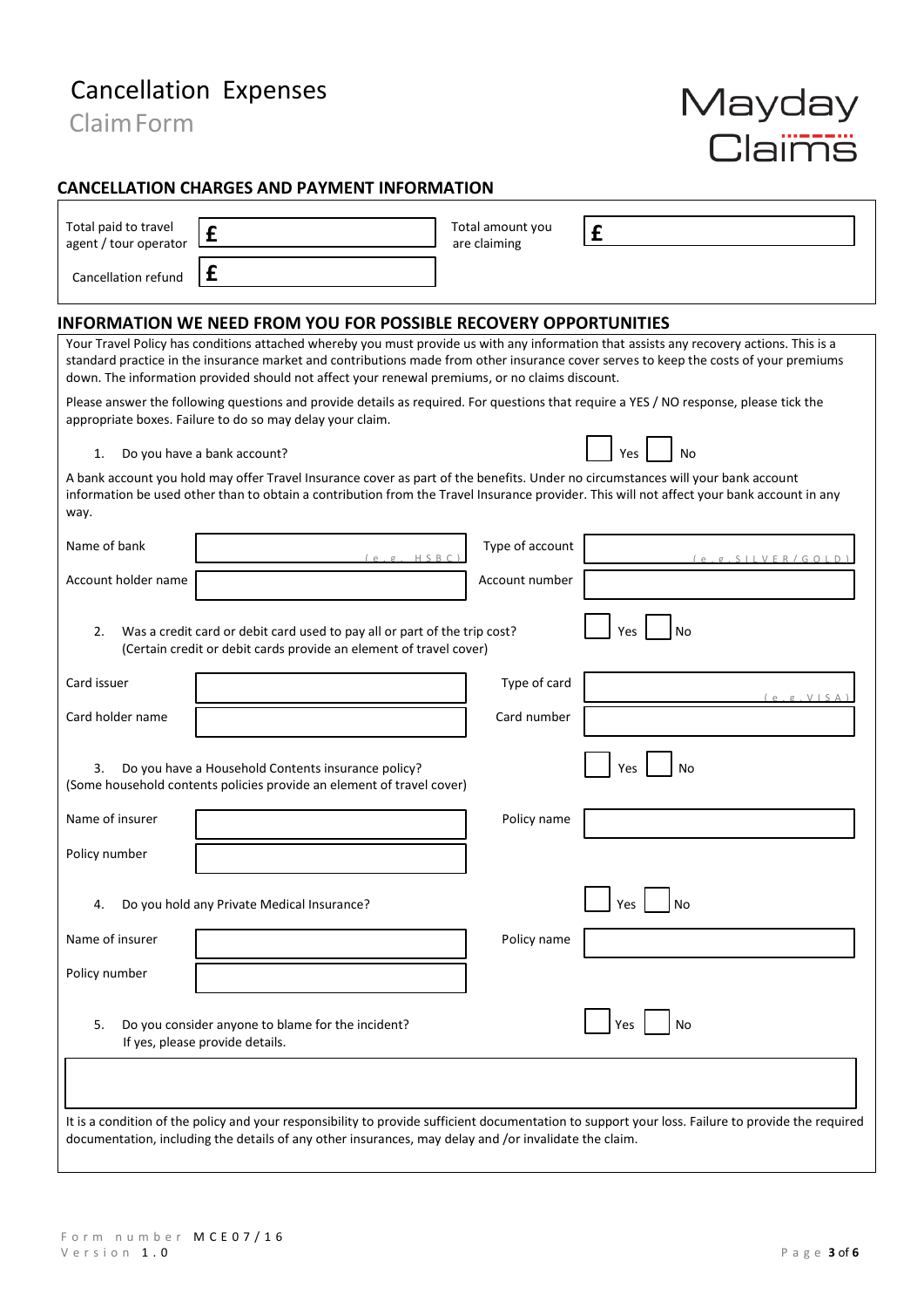# Cancellation Expenses

Claim Form

Mayday Claims

## CANCELLATION CHARGES AND PAYMENT INFORMATION

| | | | |
|---|---|---|---|
| Total paid to travel agent / tour operator | £ | Total amount you are claiming | £ |
| Cancellation refund | £ | | |

## INFORMATION WE NEED FROM YOU FOR POSSIBLE RECOVERY OPPORTUNITIES

Your Travel Policy has conditions attached whereby you must provide us with any information that assists any recovery actions. This is a standard practice in the insurance market and contributions made from other insurance cover serves to keep the costs of your premiums down. The information provided should not affect your renewal premiums, or no claims discount.

Please answer the following questions and provide details as required. For questions that require a YES / NO response, please tick the appropriate boxes. Failure to do so may delay your claim.

1. Do you have a bank account? ☐ Yes ☐ No

A bank account you hold may offer Travel Insurance cover as part of the benefits. Under no circumstances will your bank account information be used other than to obtain a contribution from the Travel Insurance provider. This will not affect your bank account in any way.

| | | | |
|---|---|---|---|
| Name of bank | (e.g. HSBC) | Type of account | (e.g. SILVER/GOLD) |
| Account holder name | | Account number | |

2. Was a credit card or debit card used to pay all or part of the trip cost? ☐ Yes ☐ No
   (Certain credit or debit cards provide an element of travel cover)

| | | | |
|---|---|---|---|
| Card issuer | | Type of card | (e.g. VISA) |
| Card holder name | | Card number | |

3. Do you have a Household Contents insurance policy? ☐ Yes ☐ No
(Some household contents policies provide an element of travel cover)

| | | | |
|---|---|---|---|
| Name of insurer | | Policy name | |
| Policy number | | | |

4. Do you hold any Private Medical Insurance? ☐ Yes ☐ No

| | | | |
|---|---|---|---|
| Name of insurer | | Policy name | |
| Policy number | | | |

5. Do you consider anyone to blame for the incident? ☐ Yes ☐ No
   If yes, please provide details.

It is a condition of the policy and your responsibility to provide sufficient documentation to support your loss. Failure to provide the required documentation, including the details of any other insurances, may delay and /or invalidate the claim.

Form number MCE07/16
Version 1.0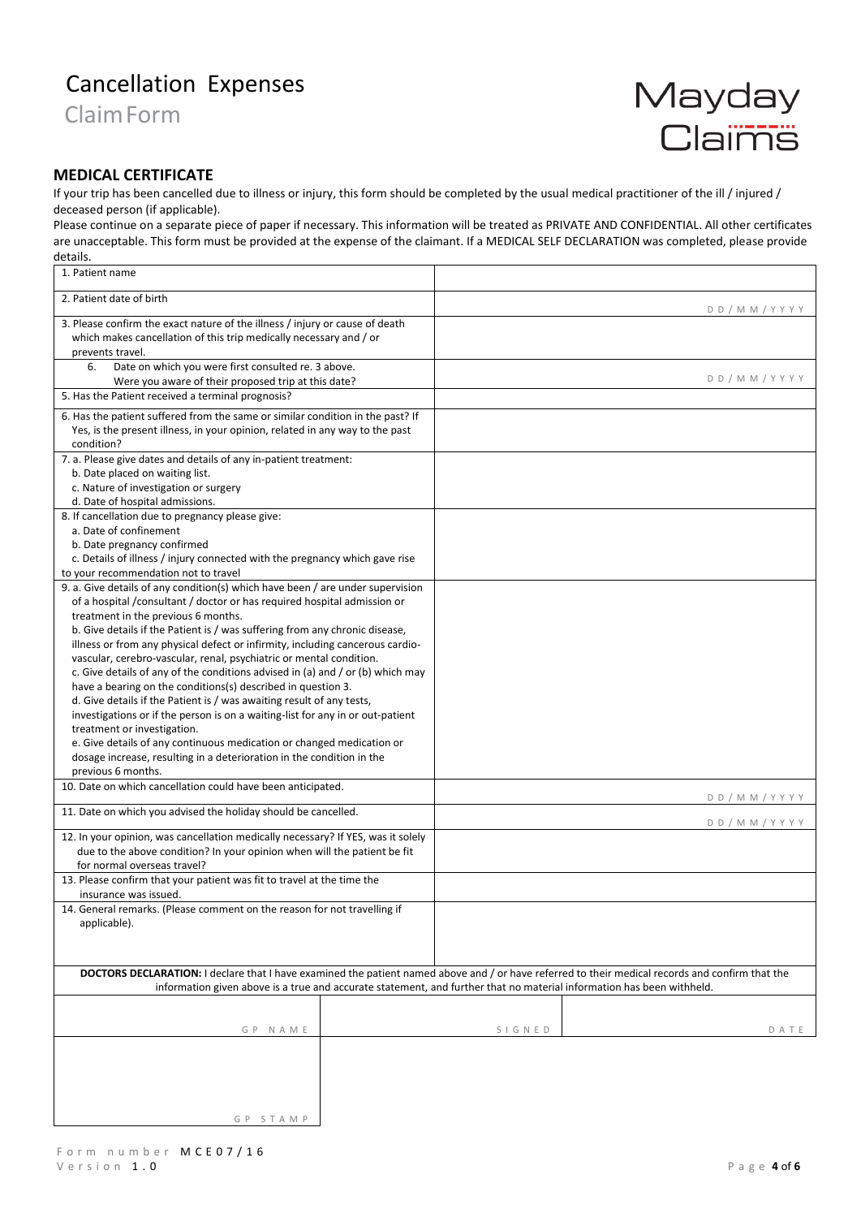# Cancellation Expenses

Claim Form

Mayday Claims

## MEDICAL CERTIFICATE

If your trip has been cancelled due to illness or injury, this form should be completed by the usual medical practitioner of the ill / injured / deceased person (if applicable).

Please continue on a separate piece of paper if necessary. This information will be treated as PRIVATE AND CONFIDENTIAL. All other certificates are unacceptable. This form must be provided at the expense of the claimant. If a MEDICAL SELF DECLARATION was completed, please provide details.

| | |
|---|---|
| 1. Patient name | |
| 2. Patient date of birth | D D / M M / Y Y Y Y |
| 3. Please confirm the exact nature of the illness / injury or cause of death which makes cancellation of this trip medically necessary and / or prevents travel. | |
| 6. Date on which you were first consulted re. 3 above. Were you aware of their proposed trip at this date? | D D / M M / Y Y Y Y |
| 5. Has the Patient received a terminal prognosis? | |
| 6. Has the patient suffered from the same or similar condition in the past? If Yes, is the present illness, in your opinion, related in any way to the past condition? | |
| 7. a. Please give dates and details of any in-patient treatment:<br>b. Date placed on waiting list.<br>c. Nature of investigation or surgery<br>d. Date of hospital admissions. | |
| 8. If cancellation due to pregnancy please give:<br>a. Date of confinement<br>b. Date pregnancy confirmed<br>c. Details of illness / injury connected with the pregnancy which gave rise to your recommendation not to travel | |
| 9. a. Give details of any condition(s) which have been / are under supervision of a hospital /consultant / doctor or has required hospital admission or treatment in the previous 6 months.<br>b. Give details if the Patient is / was suffering from any chronic disease, illness or from any physical defect or infirmity, including cancerous cardio-vascular, cerebro-vascular, renal, psychiatric or mental condition.<br>c. Give details of any of the conditions advised in (a) and / or (b) which may have a bearing on the conditions(s) described in question 3.<br>d. Give details if the Patient is / was awaiting result of any tests, investigations or if the person is on a waiting-list for any in or out-patient treatment or investigation.<br>e. Give details of any continuous medication or changed medication or dosage increase, resulting in a deterioration in the condition in the previous 6 months. | |
| 10. Date on which cancellation could have been anticipated. | D D / M M / Y Y Y Y |
| 11. Date on which you advised the holiday should be cancelled. | D D / M M / Y Y Y Y |
| 12. In your opinion, was cancellation medically necessary? If YES, was it solely due to the above condition? In your opinion when will the patient be fit for normal overseas travel? | |
| 13. Please confirm that your patient was fit to travel at the time the insurance was issued. | |
| 14. General remarks. (Please comment on the reason for not travelling if applicable). | |

**DOCTORS DECLARATION:** I declare that I have examined the patient named above and / or have referred to their medical records and confirm that the information given above is a true and accurate statement, and further that no material information has been withheld.

| | | |
|---|---|---|
| GP NAME | SIGNED | DATE |
| GP STAMP | | |

Form number MCE07/16
Version 1.0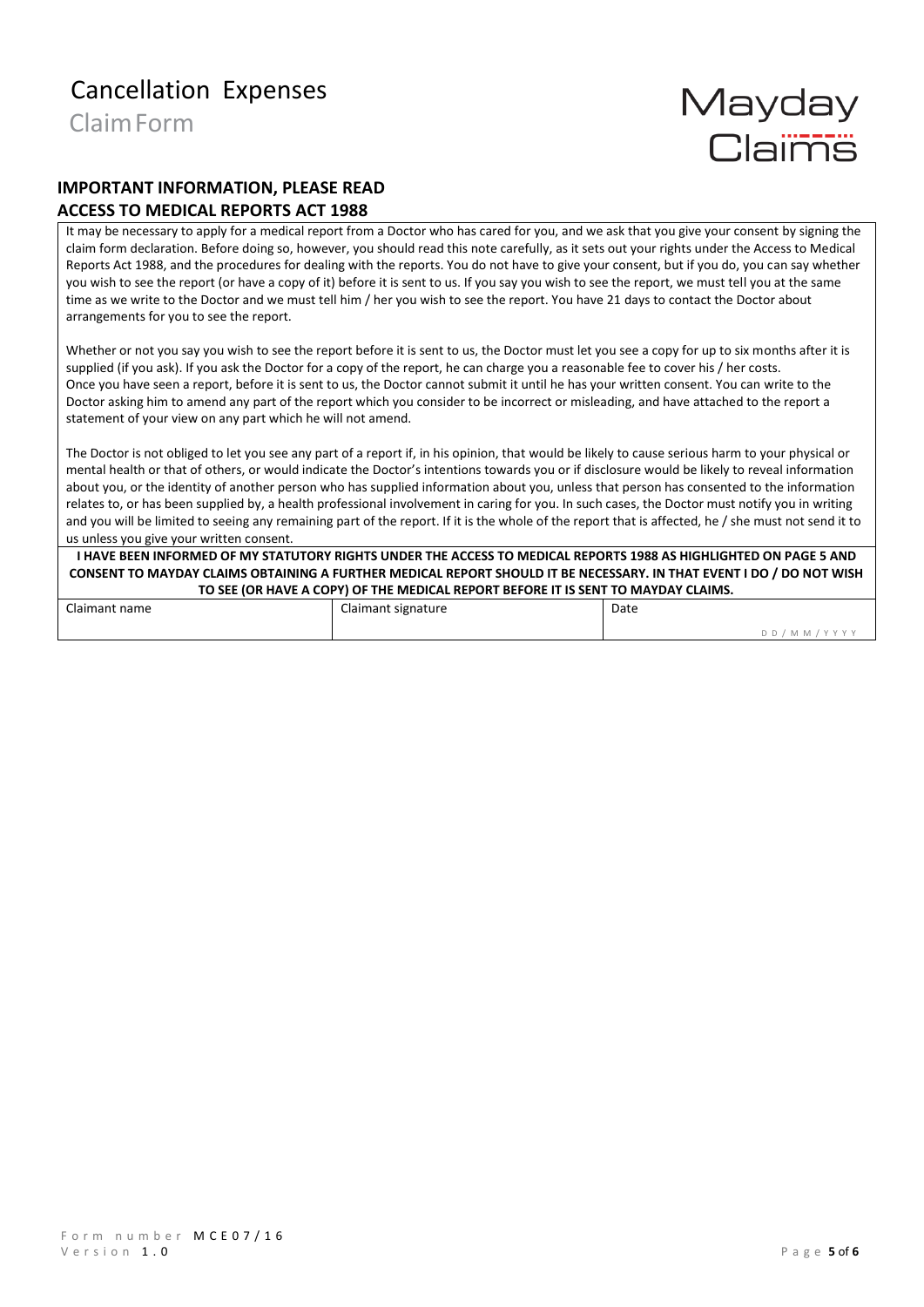# Cancellation Expenses

Claim Form

Mayday Claims

## IMPORTANT INFORMATION, PLEASE READ
## ACCESS TO MEDICAL REPORTS ACT 1988

It may be necessary to apply for a medical report from a Doctor who has cared for you, and we ask that you give your consent by signing the claim form declaration. Before doing so, however, you should read this note carefully, as it sets out your rights under the Access to Medical Reports Act 1988, and the procedures for dealing with the reports. You do not have to give your consent, but if you do, you can say whether you wish to see the report (or have a copy of it) before it is sent to us. If you say you wish to see the report, we must tell you at the same time as we write to the Doctor and we must tell him / her you wish to see the report. You have 21 days to contact the Doctor about arrangements for you to see the report.

Whether or not you say you wish to see the report before it is sent to us, the Doctor must let you see a copy for up to six months after it is supplied (if you ask). If you ask the Doctor for a copy of the report, he can charge you a reasonable fee to cover his / her costs. Once you have seen a report, before it is sent to us, the Doctor cannot submit it until he has your written consent. You can write to the Doctor asking him to amend any part of the report which you consider to be incorrect or misleading, and have attached to the report a statement of your view on any part which he will not amend.

The Doctor is not obliged to let you see any part of a report if, in his opinion, that would be likely to cause serious harm to your physical or mental health or that of others, or would indicate the Doctor's intentions towards you or if disclosure would be likely to reveal information about you, or the identity of another person who has supplied information about you, unless that person has consented to the information relates to, or has been supplied by, a health professional involvement in caring for you. In such cases, the Doctor must notify you in writing and you will be limited to seeing any remaining part of the report. If it is the whole of the report that is affected, he / she must not send it to us unless you give your written consent.

**I HAVE BEEN INFORMED OF MY STATUTORY RIGHTS UNDER THE ACCESS TO MEDICAL REPORTS 1988 AS HIGHLIGHTED ON PAGE 5 AND CONSENT TO MAYDAY CLAIMS OBTAINING A FURTHER MEDICAL REPORT SHOULD IT BE NECESSARY. IN THAT EVENT I DO / DO NOT WISH TO SEE (OR HAVE A COPY) OF THE MEDICAL REPORT BEFORE IT IS SENT TO MAYDAY CLAIMS.**

| Claimant name | Claimant signature | Date |
|---|---|---|
| | | DD / MM / YYYY |

Form number MCE07/16
Version 1.0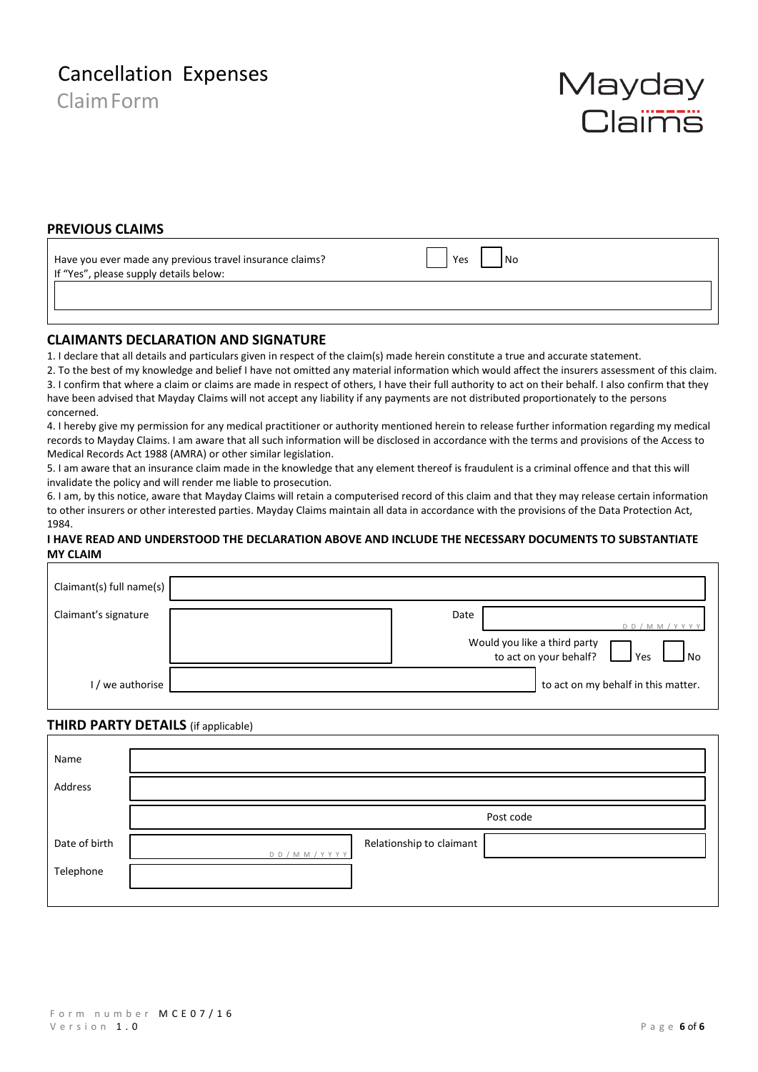# Cancellation Expenses

Claim Form

Mayday Claims

## PREVIOUS CLAIMS

Have you ever made any previous travel insurance claims? ☐ Yes ☐ No

If "Yes", please supply details below:

## CLAIMANTS DECLARATION AND SIGNATURE

1. I declare that all details and particulars given in respect of the claim(s) made herein constitute a true and accurate statement.
2. To the best of my knowledge and belief I have not omitted any material information which would affect the insurers assessment of this claim.
3. I confirm that where a claim or claims are made in respect of others, I have their full authority to act on their behalf. I also confirm that they have been advised that Mayday Claims will not accept any liability if any payments are not distributed proportionately to the persons concerned.
4. I hereby give my permission for any medical practitioner or authority mentioned herein to release further information regarding my medical records to Mayday Claims. I am aware that all such information will be disclosed in accordance with the terms and provisions of the Access to Medical Records Act 1988 (AMRA) or other similar legislation.
5. I am aware that an insurance claim made in the knowledge that any element thereof is fraudulent is a criminal offence and that this will invalidate the policy and will render me liable to prosecution.
6. I am, by this notice, aware that Mayday Claims will retain a computerised record of this claim and that they may release certain information to other insurers or other interested parties. Mayday Claims maintain all data in accordance with the provisions of the Data Protection Act, 1984.

**I HAVE READ AND UNDERSTOOD THE DECLARATION ABOVE AND INCLUDE THE NECESSARY DOCUMENTS TO SUBSTANTIATE MY CLAIM**

Claimant(s) full name(s):

Claimant's signature:

Date: DD / MM / YYYY

Would you like a third party to act on your behalf? ☐ Yes ☐ No

I / we authorise ______ to act on my behalf in this matter.

## THIRD PARTY DETAILS (if applicable)

Name:

Address:

Post code:

Date of birth: DD / MM / YYYY

Relationship to claimant:

Telephone:

Form number MCE07/16
Version 1.0